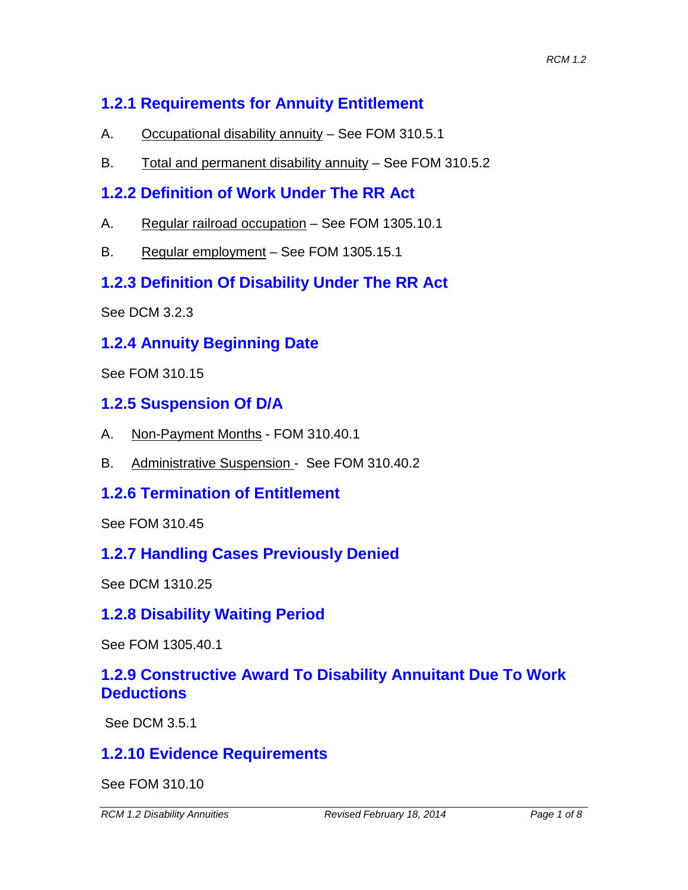## 1.2.1 Requirements for Annuity Entitlement

A. Occupational disability annuity – See FOM 310.5.1

B. Total and permanent disability annuity – See FOM 310.5.2

## 1.2.2 Definition of Work Under The RR Act

A. Regular railroad occupation – See FOM 1305.10.1

B. Regular employment – See FOM 1305.15.1

## 1.2.3 Definition Of Disability Under The RR Act

See DCM 3.2.3

## 1.2.4 Annuity Beginning Date

See FOM 310.15

## 1.2.5 Suspension Of D/A

A. Non-Payment Months - FOM 310.40.1

B. Administrative Suspension - See FOM 310.40.2

## 1.2.6 Termination of Entitlement

See FOM 310.45

## 1.2.7 Handling Cases Previously Denied

See DCM 1310.25

## 1.2.8 Disability Waiting Period

See FOM 1305.40.1

## 1.2.9 Constructive Award To Disability Annuitant Due To Work Deductions

See DCM 3.5.1

## 1.2.10 Evidence Requirements

See FOM 310.10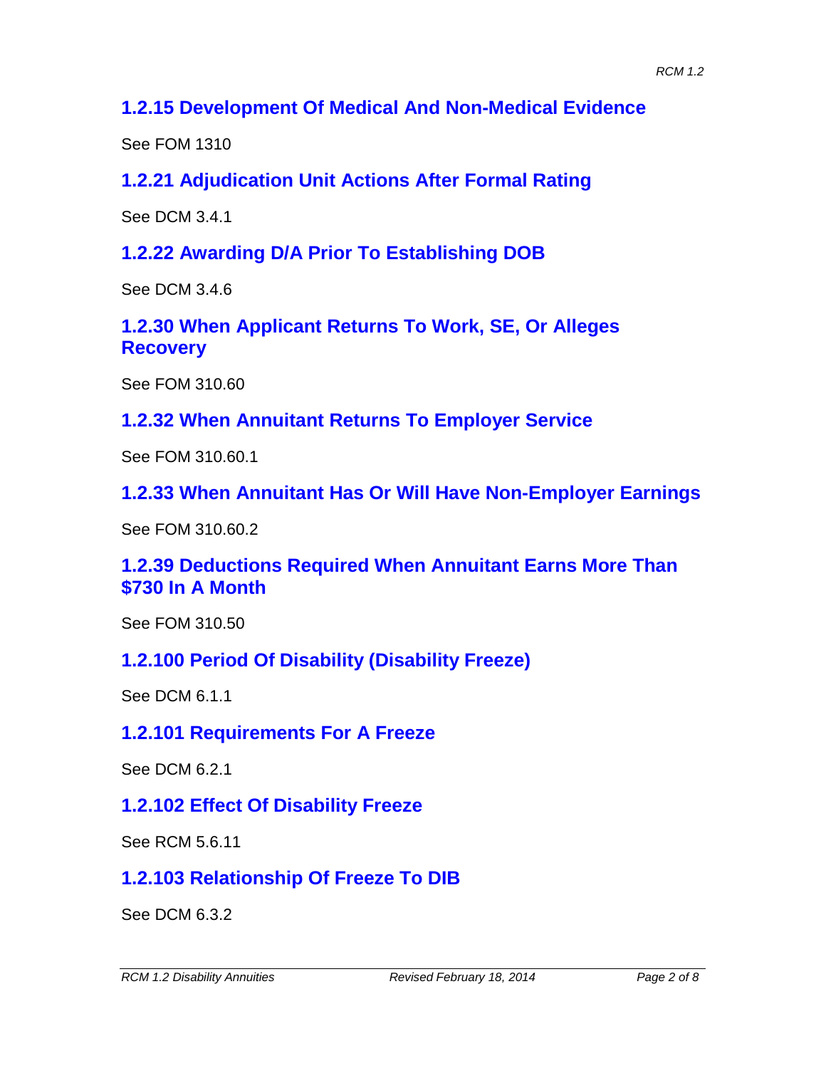## 1.2.15 Development Of Medical And Non-Medical Evidence

See FOM 1310

## 1.2.21 Adjudication Unit Actions After Formal Rating

See DCM 3.4.1

## 1.2.22 Awarding D/A Prior To Establishing DOB

See DCM 3.4.6

## 1.2.30 When Applicant Returns To Work, SE, Or Alleges Recovery

See FOM 310.60

## 1.2.32 When Annuitant Returns To Employer Service

See FOM 310.60.1

## 1.2.33 When Annuitant Has Or Will Have Non-Employer Earnings

See FOM 310.60.2

## 1.2.39 Deductions Required When Annuitant Earns More Than $730 In A Month

See FOM 310.50

## 1.2.100 Period Of Disability (Disability Freeze)

See DCM 6.1.1

## 1.2.101 Requirements For A Freeze

See DCM 6.2.1

## 1.2.102 Effect Of Disability Freeze

See RCM 5.6.11

## 1.2.103 Relationship Of Freeze To DIB

See DCM 6.3.2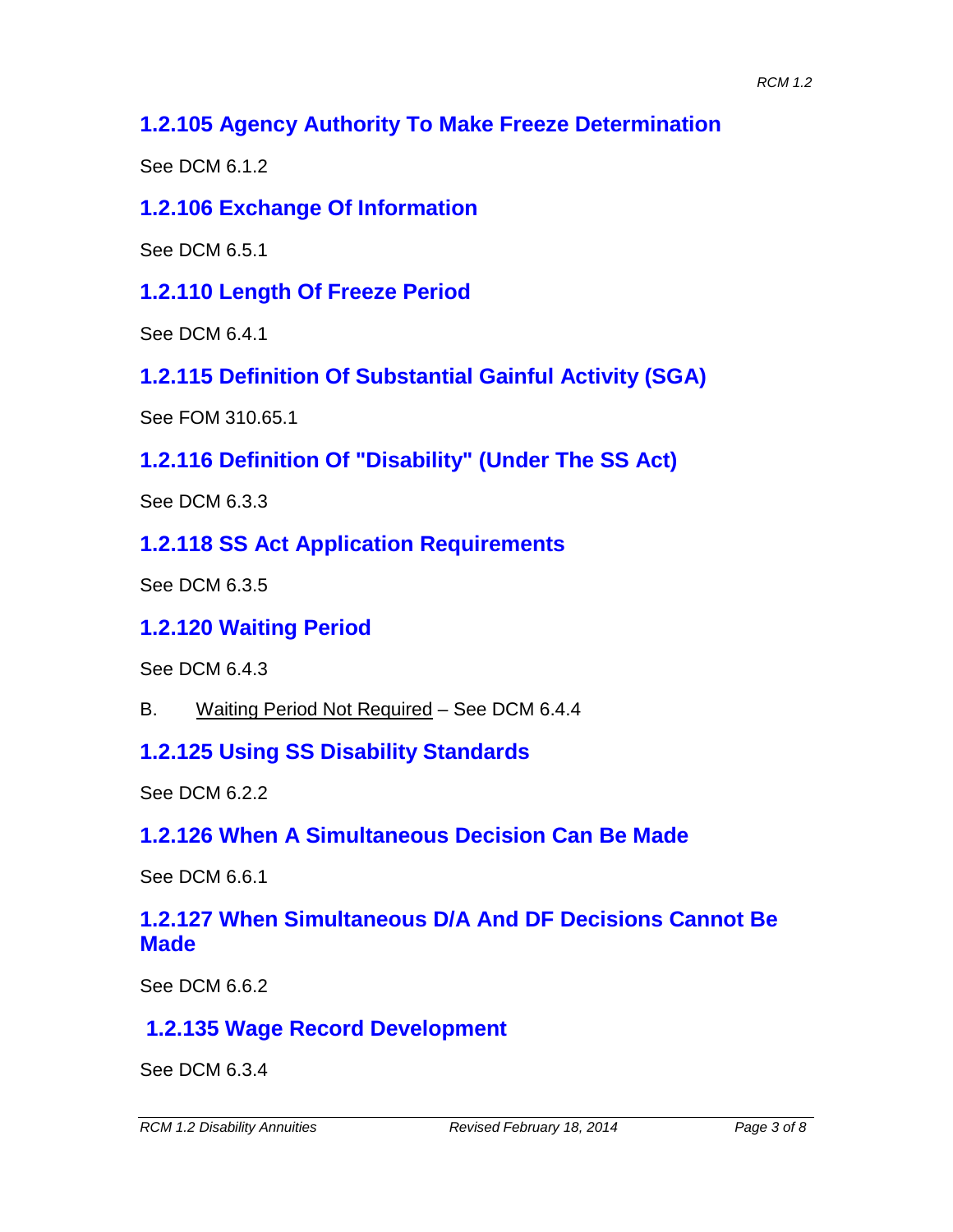## 1.2.105 Agency Authority To Make Freeze Determination

See DCM 6.1.2

## 1.2.106 Exchange Of Information

See DCM 6.5.1

## 1.2.110 Length Of Freeze Period

See DCM 6.4.1

## 1.2.115 Definition Of Substantial Gainful Activity (SGA)

See FOM 310.65.1

## 1.2.116 Definition Of "Disability" (Under The SS Act)

See DCM 6.3.3

## 1.2.118 SS Act Application Requirements

See DCM 6.3.5

## 1.2.120 Waiting Period

See DCM 6.4.3

B. Waiting Period Not Required – See DCM 6.4.4

## 1.2.125 Using SS Disability Standards

See DCM 6.2.2

## 1.2.126 When A Simultaneous Decision Can Be Made

See DCM 6.6.1

## 1.2.127 When Simultaneous D/A And DF Decisions Cannot Be Made

See DCM 6.6.2

## 1.2.135 Wage Record Development

See DCM 6.3.4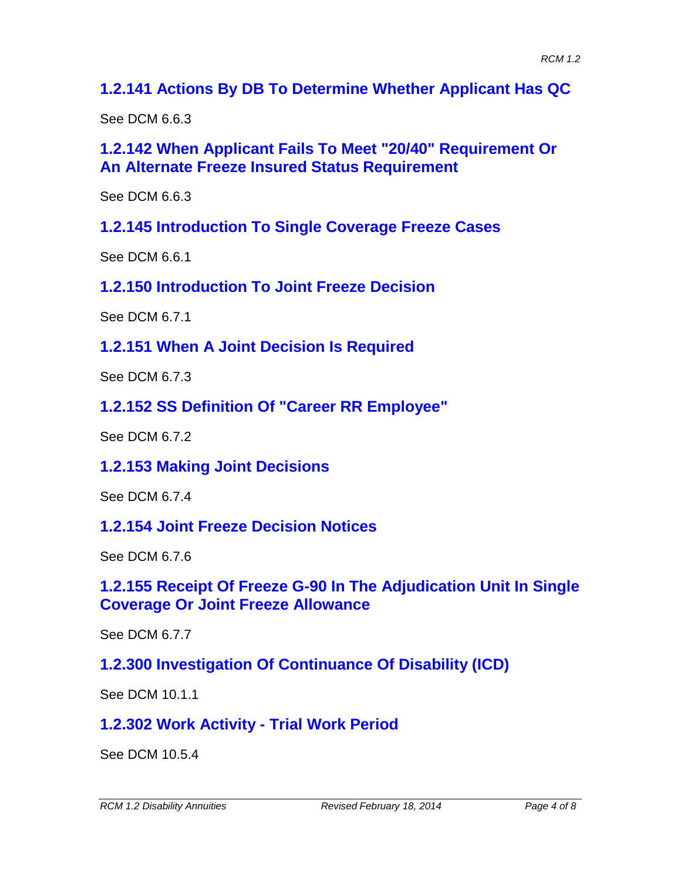## 1.2.141 Actions By DB To Determine Whether Applicant Has QC

See DCM 6.6.3

## 1.2.142 When Applicant Fails To Meet "20/40" Requirement Or An Alternate Freeze Insured Status Requirement

See DCM 6.6.3

## 1.2.145 Introduction To Single Coverage Freeze Cases

See DCM 6.6.1

## 1.2.150 Introduction To Joint Freeze Decision

See DCM 6.7.1

## 1.2.151 When A Joint Decision Is Required

See DCM 6.7.3

## 1.2.152 SS Definition Of "Career RR Employee"

See DCM 6.7.2

## 1.2.153 Making Joint Decisions

See DCM 6.7.4

## 1.2.154 Joint Freeze Decision Notices

See DCM 6.7.6

## 1.2.155 Receipt Of Freeze G-90 In The Adjudication Unit In Single Coverage Or Joint Freeze Allowance

See DCM 6.7.7

## 1.2.300 Investigation Of Continuance Of Disability (ICD)

See DCM 10.1.1

## 1.2.302 Work Activity - Trial Work Period

See DCM 10.5.4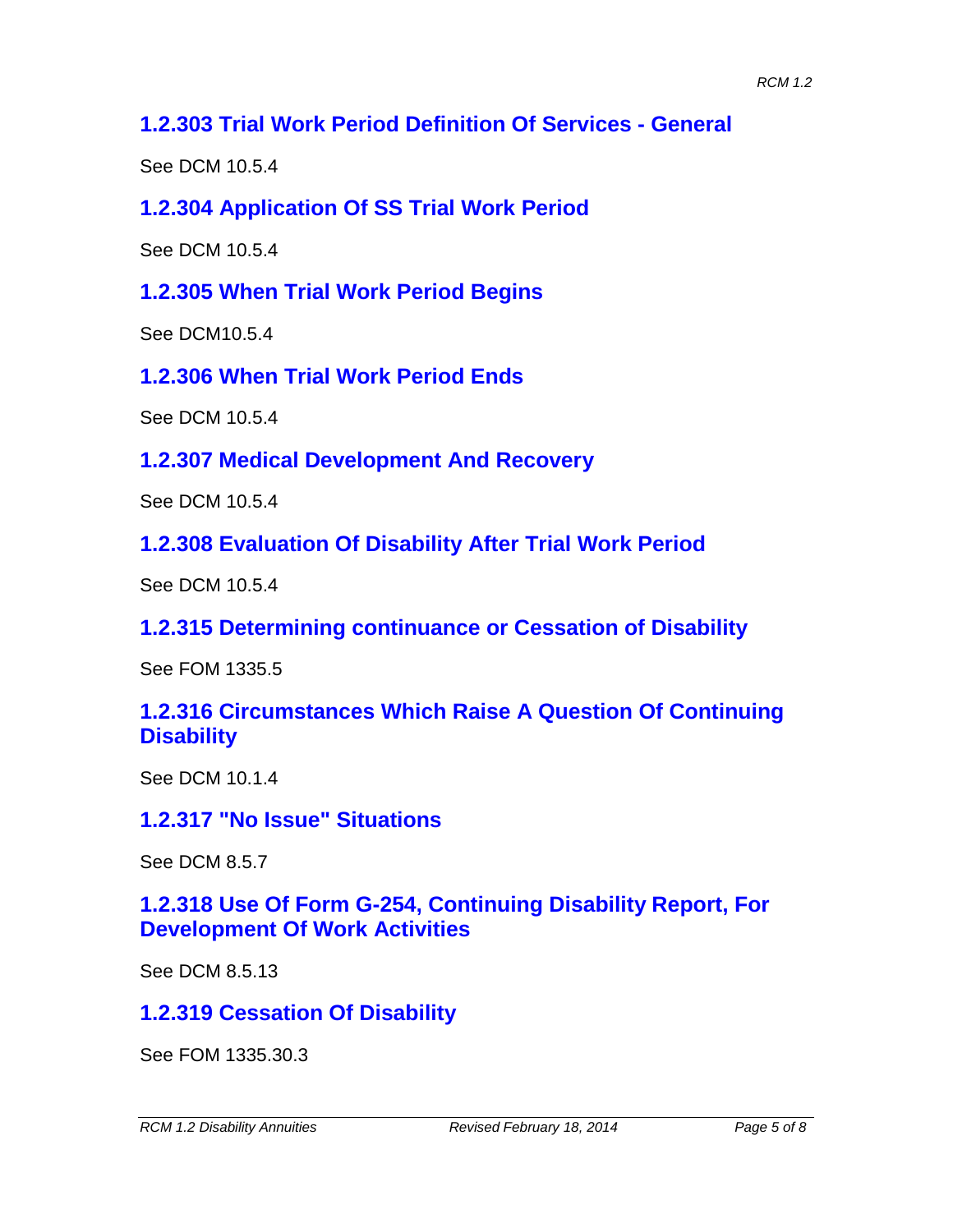## 1.2.303 Trial Work Period Definition Of Services - General

See DCM 10.5.4

## 1.2.304 Application Of SS Trial Work Period

See DCM 10.5.4

## 1.2.305 When Trial Work Period Begins

See DCM10.5.4

## 1.2.306 When Trial Work Period Ends

See DCM 10.5.4

## 1.2.307 Medical Development And Recovery

See DCM 10.5.4

## 1.2.308 Evaluation Of Disability After Trial Work Period

See DCM 10.5.4

## 1.2.315 Determining continuance or Cessation of Disability

See FOM 1335.5

## 1.2.316 Circumstances Which Raise A Question Of Continuing Disability

See DCM 10.1.4

## 1.2.317 "No Issue" Situations

See DCM 8.5.7

## 1.2.318 Use Of Form G-254, Continuing Disability Report, For Development Of Work Activities

See DCM 8.5.13

## 1.2.319 Cessation Of Disability

See FOM 1335.30.3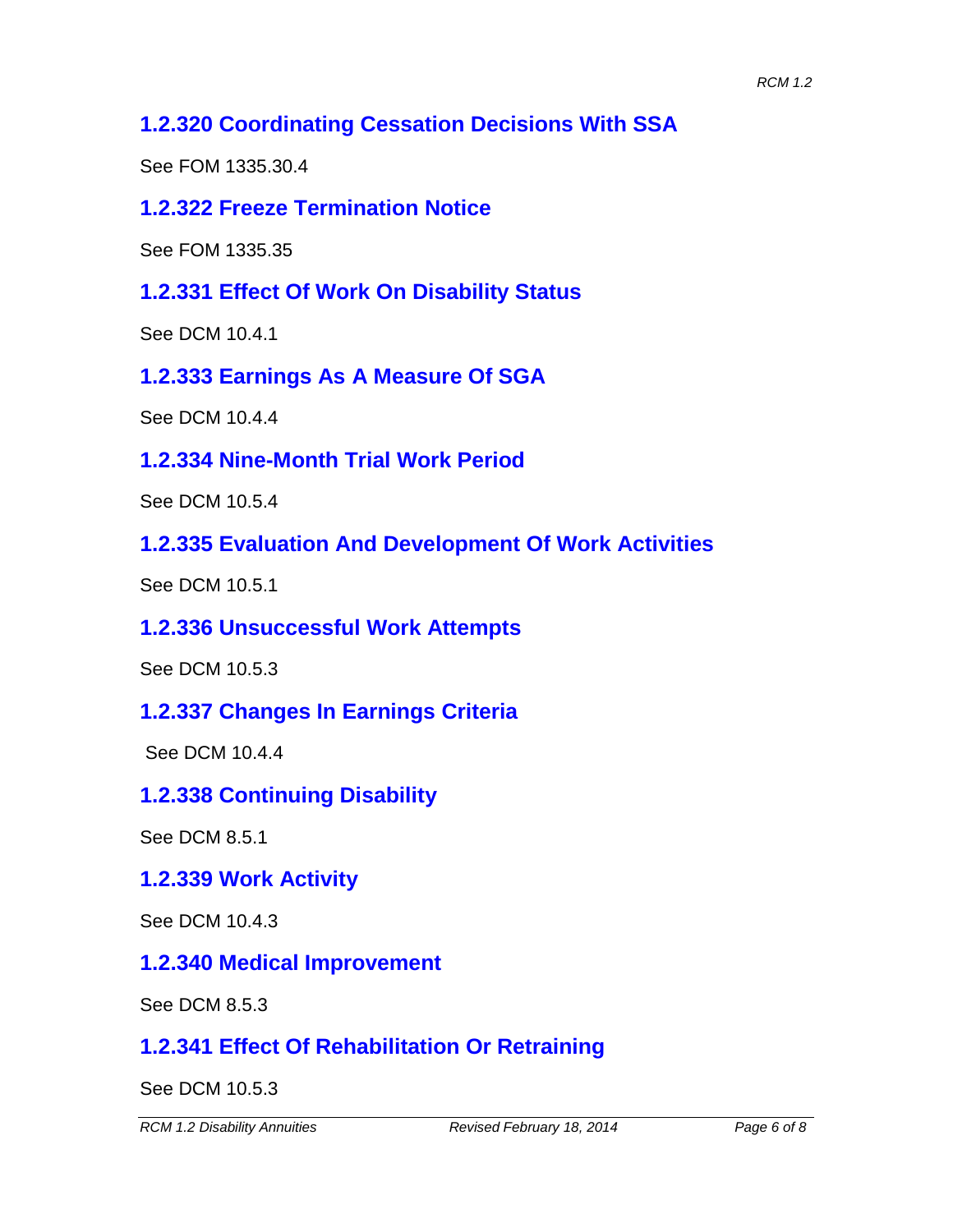### 1.2.320 Coordinating Cessation Decisions With SSA

See FOM 1335.30.4

### 1.2.322 Freeze Termination Notice

See FOM 1335.35

### 1.2.331 Effect Of Work On Disability Status

See DCM 10.4.1

### 1.2.333 Earnings As A Measure Of SGA

See DCM 10.4.4

### 1.2.334 Nine-Month Trial Work Period

See DCM 10.5.4

### 1.2.335 Evaluation And Development Of Work Activities

See DCM 10.5.1

### 1.2.336 Unsuccessful Work Attempts

See DCM 10.5.3

### 1.2.337 Changes In Earnings Criteria

See DCM 10.4.4

### 1.2.338 Continuing Disability

See DCM 8.5.1

### 1.2.339 Work Activity

See DCM 10.4.3

### 1.2.340 Medical Improvement

See DCM 8.5.3

### 1.2.341 Effect Of Rehabilitation Or Retraining

See DCM 10.5.3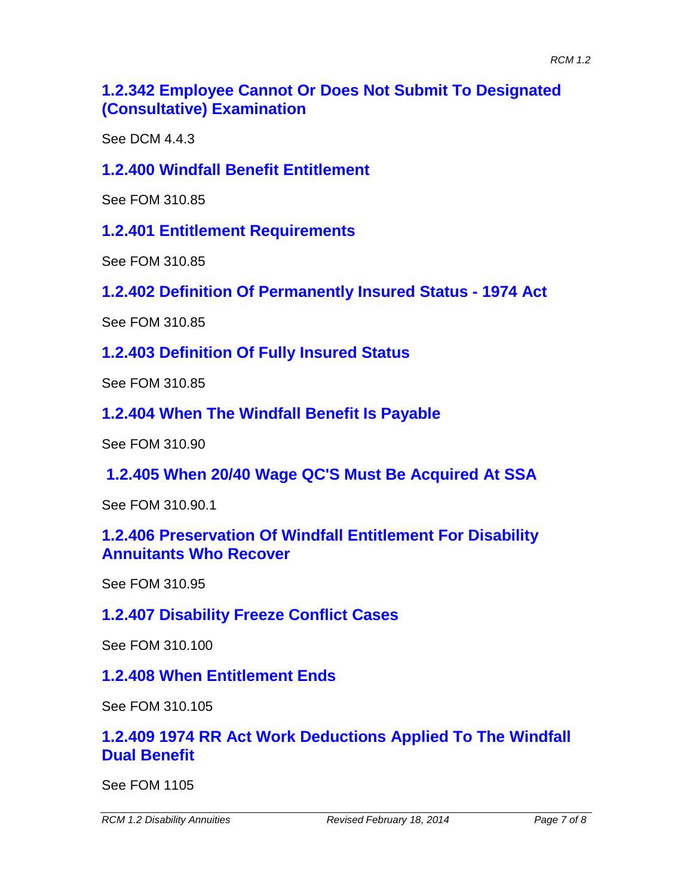## 1.2.342 Employee Cannot Or Does Not Submit To Designated (Consultative) Examination

See DCM 4.4.3

## 1.2.400 Windfall Benefit Entitlement

See FOM 310.85

## 1.2.401 Entitlement Requirements

See FOM 310.85

## 1.2.402 Definition Of Permanently Insured Status - 1974 Act

See FOM 310.85

## 1.2.403 Definition Of Fully Insured Status

See FOM 310.85

## 1.2.404 When The Windfall Benefit Is Payable

See FOM 310.90

## 1.2.405 When 20/40 Wage QC'S Must Be Acquired At SSA

See FOM 310.90.1

## 1.2.406 Preservation Of Windfall Entitlement For Disability Annuitants Who Recover

See FOM 310.95

## 1.2.407 Disability Freeze Conflict Cases

See FOM 310.100

## 1.2.408 When Entitlement Ends

See FOM 310.105

## 1.2.409 1974 RR Act Work Deductions Applied To The Windfall Dual Benefit

See FOM 1105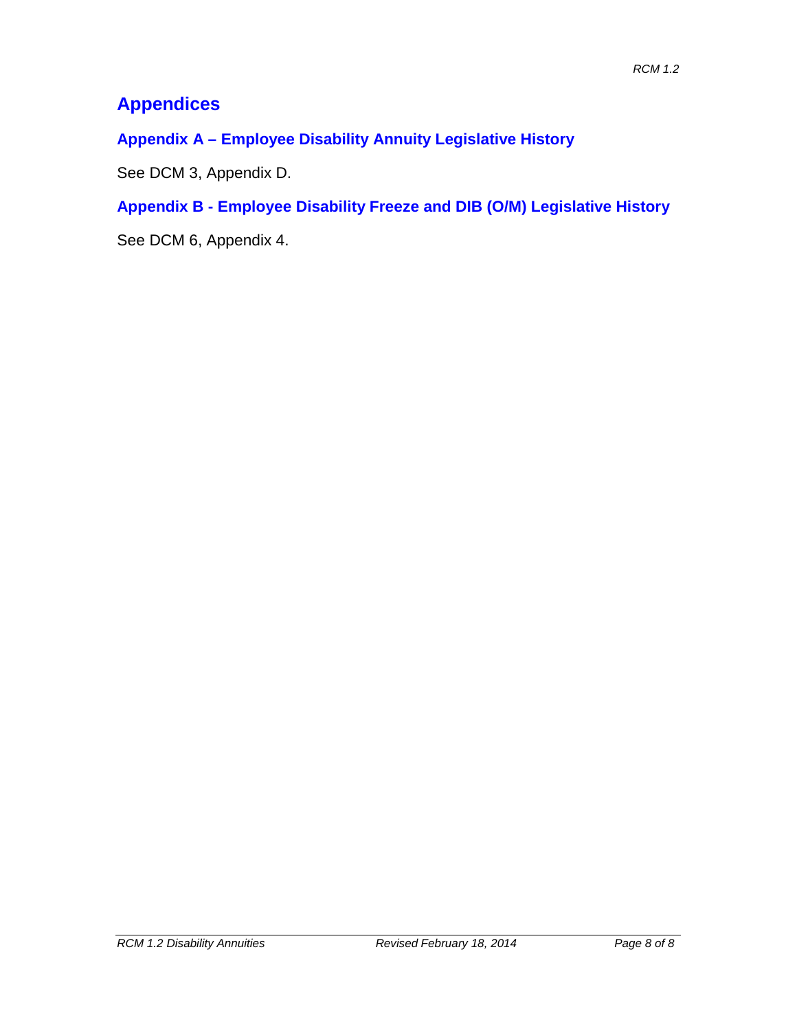# Appendices

## Appendix A – Employee Disability Annuity Legislative History

See DCM 3, Appendix D.

## Appendix B - Employee Disability Freeze and DIB (O/M) Legislative History

See DCM 6, Appendix 4.